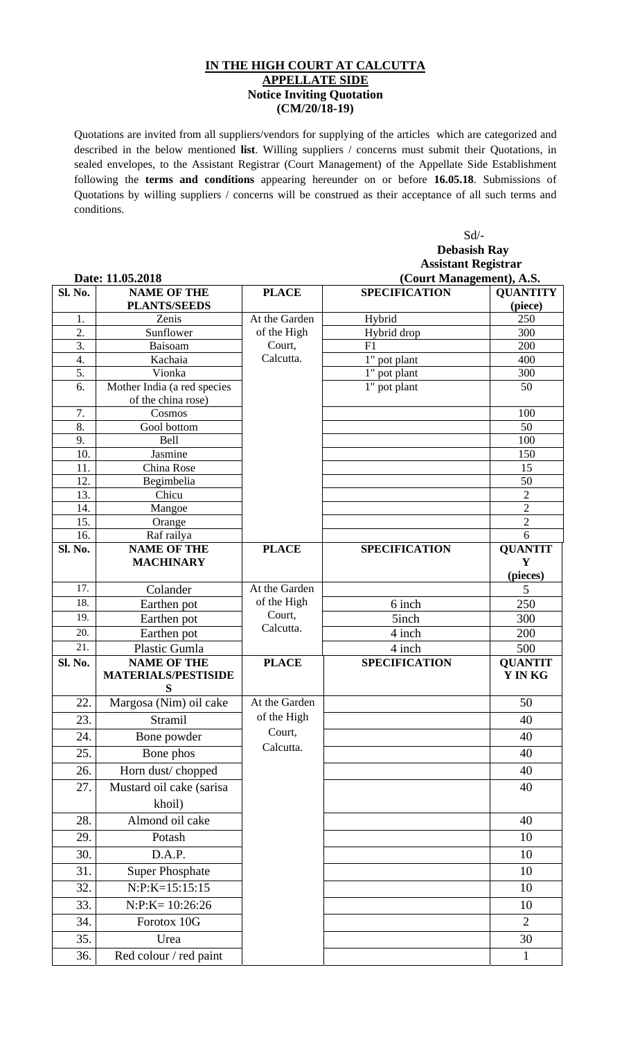**IN THE HIGH COURT AT CALCUTTA**
**APPELLATE SIDE**
**Notice Inviting Quotation**
**(CM/20/18-19)**

Quotations are invited from all suppliers/vendors for supplying of the articles which are categorized and described in the below mentioned **list**. Willing suppliers / concerns must submit their Quotations, in sealed envelopes, to the Assistant Registrar (Court Management) of the Appellate Side Establishment following the **terms and conditions** appearing hereunder on or before **16.05.18**. Submissions of Quotations by willing suppliers / concerns will be construed as their acceptance of all such terms and conditions.

Sd/-
**Debasish Ray**
**Assistant Registrar**
**(Court Management), A.S.**

**Date: 11.05.2018**

| Sl. No. | NAME OF THE PLANTS/SEEDS | PLACE | SPECIFICATION | QUANTITY (piece) |
|---|---|---|---|---|
| 1. | Zenis | At the Garden of the High Court, Calcutta. | Hybrid | 250 |
| 2. | Sunflower | | Hybrid drop | 300 |
| 3. | Baisoam | | F1 | 200 |
| 4. | Kachaia | | 1" pot plant | 400 |
| 5. | Vionka | | 1" pot plant | 300 |
| 6. | Mother India (a red species of the china rose) | | 1" pot plant | 50 |
| 7. | Cosmos | | | 100 |
| 8. | Gool bottom | | | 50 |
| 9. | Bell | | | 100 |
| 10. | Jasmine | | | 150 |
| 11. | China Rose | | | 15 |
| 12. | Begimbelia | | | 50 |
| 13. | Chicu | | | 2 |
| 14. | Mangoe | | | 2 |
| 15. | Orange | | | 2 |
| 16. | Raf railya | | | 6 |
| **Sl. No.** | **NAME OF THE MACHINARY** | **PLACE** | **SPECIFICATION** | **QUANTITY (pieces)** |
| 17. | Colander | At the Garden of the High Court, Calcutta. | | 5 |
| 18. | Earthen pot | | 6 inch | 250 |
| 19. | Earthen pot | | 5inch | 300 |
| 20. | Earthen pot | | 4 inch | 200 |
| 21. | Plastic Gumla | | 4 inch | 500 |
| **Sl. No.** | **NAME OF THE MATERIALS/PESTISIDES** | **PLACE** | **SPECIFICATION** | **QUANTITY IN KG** |
| 22. | Margosa (Nim) oil cake | At the Garden of the High Court, Calcutta. | | 50 |
| 23. | Stramil | | | 40 |
| 24. | Bone powder | | | 40 |
| 25. | Bone phos | | | 40 |
| 26. | Horn dust/ chopped | | | 40 |
| 27. | Mustard oil cake (sarisa khoil) | | | 40 |
| 28. | Almond oil cake | | | 40 |
| 29. | Potash | | | 10 |
| 30. | D.A.P. | | | 10 |
| 31. | Super Phosphate | | | 10 |
| 32. | N:P:K=15:15:15 | | | 10 |
| 33. | N:P:K= 10:26:26 | | | 10 |
| 34. | Forotox 10G | | | 2 |
| 35. | Urea | | | 30 |
| 36. | Red colour / red paint | | | 1 |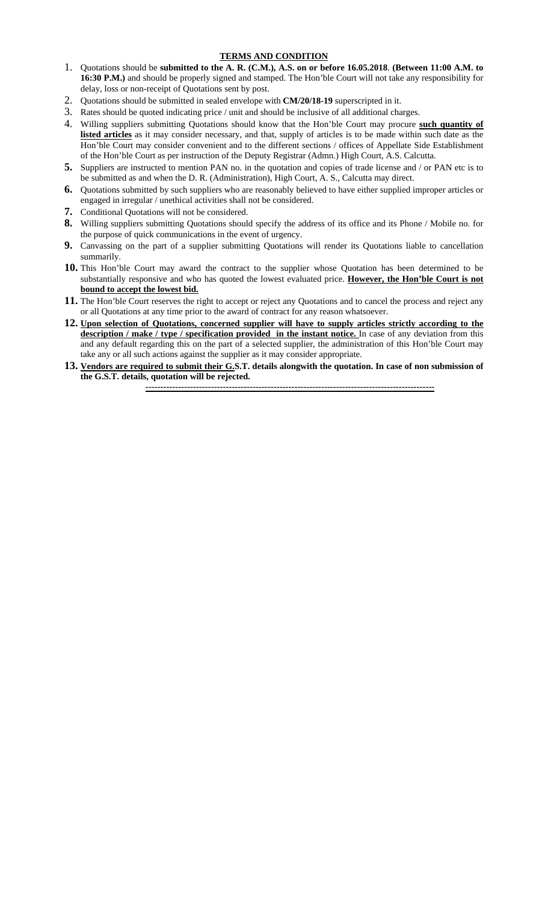## TERMS AND CONDITION

1. Quotations should be **submitted to the A. R. (C.M.), A.S. on or before 16.05.2018**. **(Between 11:00 A.M. to 16:30 P.M.)** and should be properly signed and stamped. The Hon'ble Court will not take any responsibility for delay, loss or non-receipt of Quotations sent by post.
2. Quotations should be submitted in sealed envelope with **CM/20/18-19** superscripted in it.
3. Rates should be quoted indicating price / unit and should be inclusive of all additional charges.
4. Willing suppliers submitting Quotations should know that the Hon'ble Court may procure **such quantity of listed articles** as it may consider necessary, and that, supply of articles is to be made within such date as the Hon'ble Court may consider convenient and to the different sections / offices of Appellate Side Establishment of the Hon'ble Court as per instruction of the Deputy Registrar (Admn.) High Court, A.S. Calcutta.
5. Suppliers are instructed to mention PAN no. in the quotation and copies of trade license and / or PAN etc is to be submitted as and when the D. R. (Administration), High Court, A. S., Calcutta may direct.
6. Quotations submitted by such suppliers who are reasonably believed to have either supplied improper articles or engaged in irregular / unethical activities shall not be considered.
7. Conditional Quotations will not be considered.
8. Willing suppliers submitting Quotations should specify the address of its office and its Phone / Mobile no. for the purpose of quick communications in the event of urgency.
9. Canvassing on the part of a supplier submitting Quotations will render its Quotations liable to cancellation summarily.
10. This Hon'ble Court may award the contract to the supplier whose Quotation has been determined to be substantially responsive and who has quoted the lowest evaluated price. **However, the Hon'ble Court is not bound to accept the lowest bid.**
11. The Hon'ble Court reserves the right to accept or reject any Quotations and to cancel the process and reject any or all Quotations at any time prior to the award of contract for any reason whatsoever.
12. **Upon selection of Quotations, concerned supplier will have to supply articles strictly according to the description / make / type / specification provided in the instant notice.** In case of any deviation from this and any default regarding this on the part of a selected supplier, the administration of this Hon'ble Court may take any or all such actions against the supplier as it may consider appropriate.
13. **Vendors are required to submit their G.S.T. details alongwith the quotation. In case of non submission of the G.S.T. details, quotation will be rejected.**

---